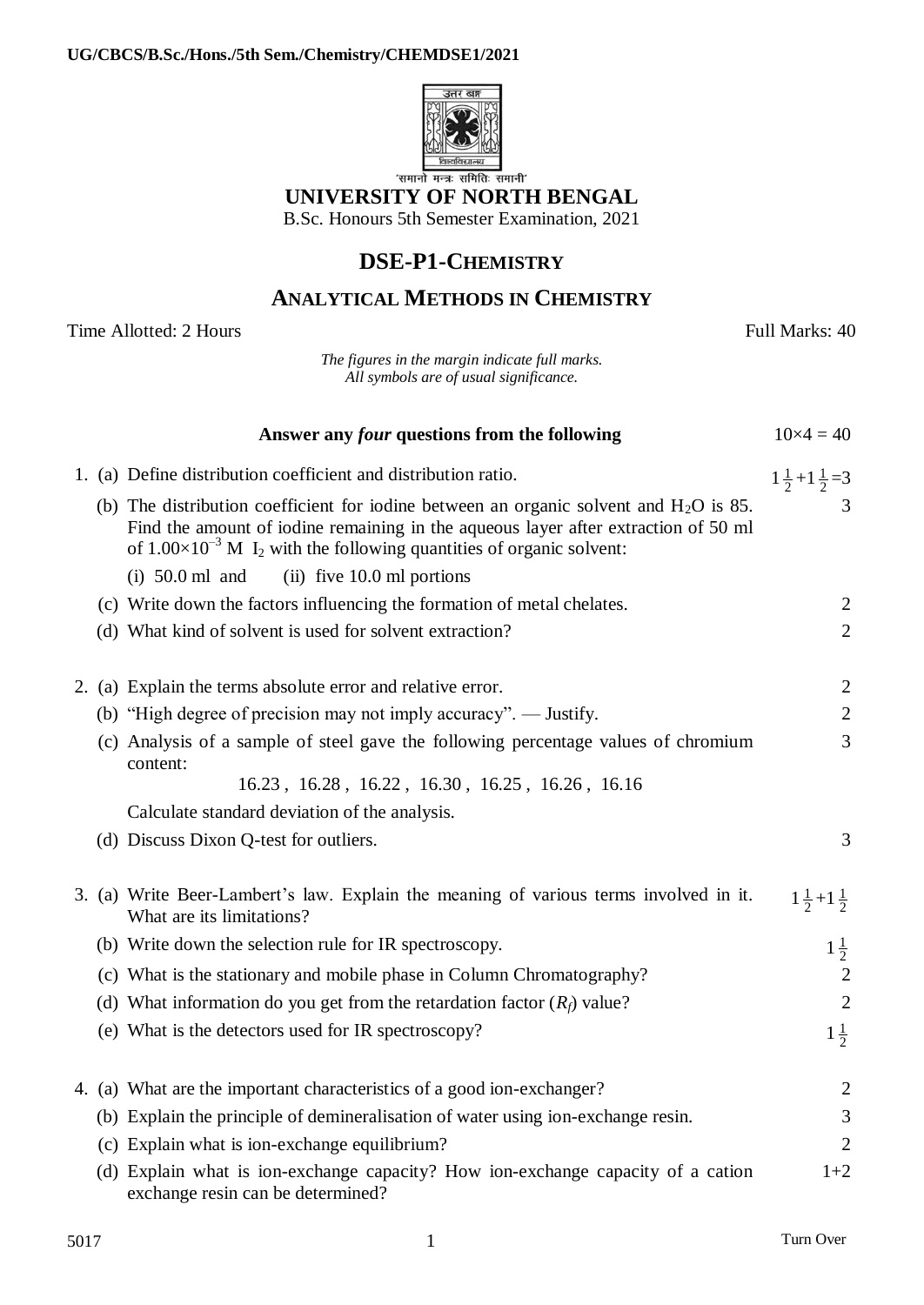UG/CBCS/B.Sc./Hons./5th Sem./Chemistry/CHEMDSE1/2021

'समानो मन्त्रः समितिः समानी'

# UNIVERSITY OF NORTH BENGAL

B.Sc. Honours 5th Semester Examination, 2021

## DSE-P1-CHEMISTRY

## ANALYTICAL METHODS IN CHEMISTRY

Time Allotted: 2 Hours | Full Marks: 40

*The figures in the margin indicate full marks.*
*All symbols are of usual significance.*

**Answer any *four* questions from the following** $10\times4 = 40$

1. (a) Define distribution coefficient and distribution ratio. $1\frac{1}{2}+1\frac{1}{2}=3$

   (b) The distribution coefficient for iodine between an organic solvent and $H_2O$ is 85. Find the amount of iodine remaining in the aqueous layer after extraction of 50 ml of $1.00\times10^{-3}$ M $I_2$ with the following quantities of organic solvent: 3

   (i) 50.0 ml and (ii) five 10.0 ml portions

   (c) Write down the factors influencing the formation of metal chelates. 2

   (d) What kind of solvent is used for solvent extraction? 2

2. (a) Explain the terms absolute error and relative error. 2

   (b) "High degree of precision may not imply accuracy". — Justify. 2

   (c) Analysis of a sample of steel gave the following percentage values of chromium content: 3

   16.23 , 16.28 , 16.22 , 16.30 , 16.25 , 16.26 , 16.16

   Calculate standard deviation of the analysis.

   (d) Discuss Dixon Q-test for outliers. 3

3. (a) Write Beer-Lambert's law. Explain the meaning of various terms involved in it. What are its limitations? $1\frac{1}{2}+1\frac{1}{2}$

   (b) Write down the selection rule for IR spectroscopy. $1\frac{1}{2}$

   (c) What is the stationary and mobile phase in Column Chromatography? 2

   (d) What information do you get from the retardation factor ($R_f$) value? 2

   (e) What is the detectors used for IR spectroscopy? $1\frac{1}{2}$

4. (a) What are the important characteristics of a good ion-exchanger? 2

   (b) Explain the principle of demineralisation of water using ion-exchange resin. 3

   (c) Explain what is ion-exchange equilibrium? 2

   (d) Explain what is ion-exchange capacity? How ion-exchange capacity of a cation exchange resin can be determined? 1+2

5017 | Turn Over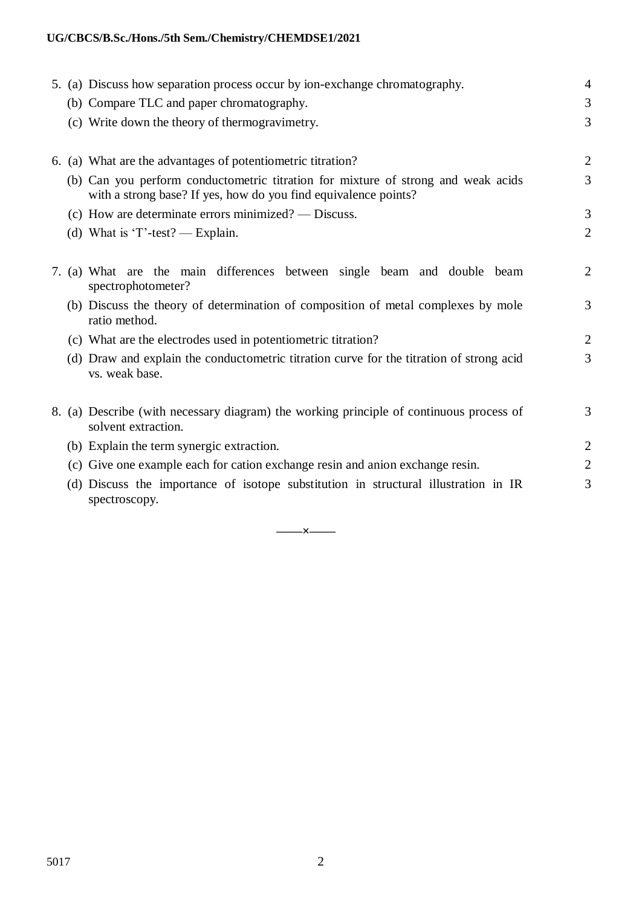5. (a) Discuss how separation process occur by ion-exchange chromatography. 4

   (b) Compare TLC and paper chromatography. 3

   (c) Write down the theory of thermogravimetry. 3

6. (a) What are the advantages of potentiometric titration? 2

   (b) Can you perform conductometric titration for mixture of strong and weak acids with a strong base? If yes, how do you find equivalence points? 3

   (c) How are determinate errors minimized? — Discuss. 3

   (d) What is 'T'-test? — Explain. 2

7. (a) What are the main differences between single beam and double beam spectrophotometer? 2

   (b) Discuss the theory of determination of composition of metal complexes by mole ratio method. 3

   (c) What are the electrodes used in potentiometric titration? 2

   (d) Draw and explain the conductometric titration curve for the titration of strong acid vs. weak base. 3

8. (a) Describe (with necessary diagram) the working principle of continuous process of solvent extraction. 3

   (b) Explain the term synergic extraction. 2

   (c) Give one example each for cation exchange resin and anion exchange resin. 2

   (d) Discuss the importance of isotope substitution in structural illustration in IR spectroscopy. 3

——×——